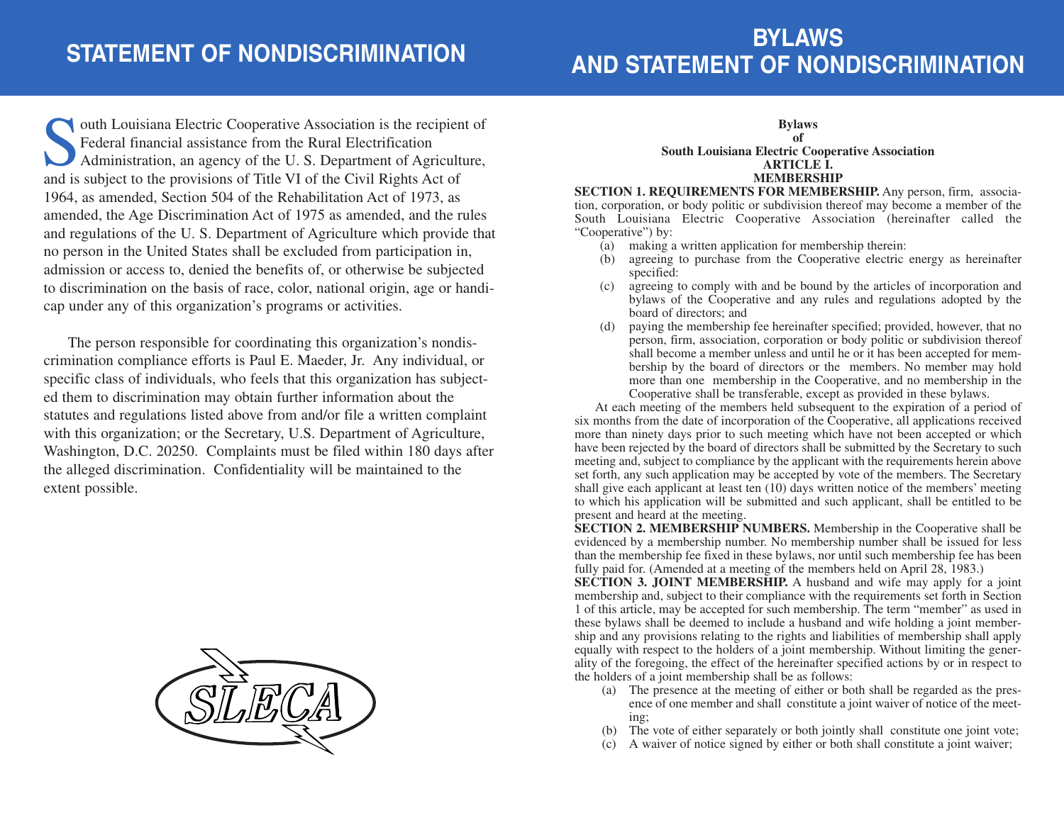# STATEMENT OF NONDISCRIMINATION

South Louisiana Electric Cooperative Association is the recipient of Federal financial assistance from the Rural Electrification Administration, an agency of the U. S. Department of Agriculture, and is subject to the provisions of Title VI of the Civil Rights Act of 1964, as amended, Section 504 of the Rehabilitation Act of 1973, as amended, the Age Discrimination Act of 1975 as amended, and the rules and regulations of the U. S. Department of Agriculture which provide that no person in the United States shall be excluded from participation in, admission or access to, denied the benefits of, or otherwise be subjected to discrimination on the basis of race, color, national origin, age or handicap under any of this organization's programs or activities.

The person responsible for coordinating this organization's nondiscrimination compliance efforts is Paul E. Maeder, Jr. Any individual, or specific class of individuals, who feels that this organization has subjected them to discrimination may obtain further information about the statutes and regulations listed above from and/or file a written complaint with this organization; or the Secretary, U.S. Department of Agriculture, Washington, D.C. 20250. Complaints must be filed within 180 days after the alleged discrimination. Confidentiality will be maintained to the extent possible.

SLECA

# BYLAWS AND STATEMENT OF NONDISCRIMINATION

**Bylaws**
**of**
**South Louisiana Electric Cooperative Association**

## ARTICLE I.
## MEMBERSHIP

**SECTION 1. REQUIREMENTS FOR MEMBERSHIP.** Any person, firm, association, corporation, or body politic or subdivision thereof may become a member of the South Louisiana Electric Cooperative Association (hereinafter called the "Cooperative") by:

(a) making a written application for membership therein:

(b) agreeing to purchase from the Cooperative electric energy as hereinafter specified:

(c) agreeing to comply with and be bound by the articles of incorporation and bylaws of the Cooperative and any rules and regulations adopted by the board of directors; and

(d) paying the membership fee hereinafter specified; provided, however, that no person, firm, association, corporation or body politic or subdivision thereof shall become a member unless and until he or it has been accepted for membership by the board of directors or the members. No member may hold more than one membership in the Cooperative, and no membership in the Cooperative shall be transferable, except as provided in these bylaws.

At each meeting of the members held subsequent to the expiration of a period of six months from the date of incorporation of the Cooperative, all applications received more than ninety days prior to such meeting which have not been accepted or which have been rejected by the board of directors shall be submitted by the Secretary to such meeting and, subject to compliance by the applicant with the requirements herein above set forth, any such application may be accepted by vote of the members. The Secretary shall give each applicant at least ten (10) days written notice of the members' meeting to which his application will be submitted and such applicant, shall be entitled to be present and heard at the meeting.

**SECTION 2. MEMBERSHIP NUMBERS.** Membership in the Cooperative shall be evidenced by a membership number. No membership number shall be issued for less than the membership fee fixed in these bylaws, nor until such membership fee has been fully paid for. (Amended at a meeting of the members held on April 28, 1983.)

**SECTION 3. JOINT MEMBERSHIP.** A husband and wife may apply for a joint membership and, subject to their compliance with the requirements set forth in Section 1 of this article, may be accepted for such membership. The term "member" as used in these bylaws shall be deemed to include a husband and wife holding a joint membership and any provisions relating to the rights and liabilities of membership shall apply equally with respect to the holders of a joint membership. Without limiting the generality of the foregoing, the effect of the hereinafter specified actions by or in respect to the holders of a joint membership shall be as follows:

(a) The presence at the meeting of either or both shall be regarded as the presence of one member and shall constitute a joint waiver of notice of the meeting;

(b) The vote of either separately or both jointly shall constitute one joint vote;

(c) A waiver of notice signed by either or both shall constitute a joint waiver;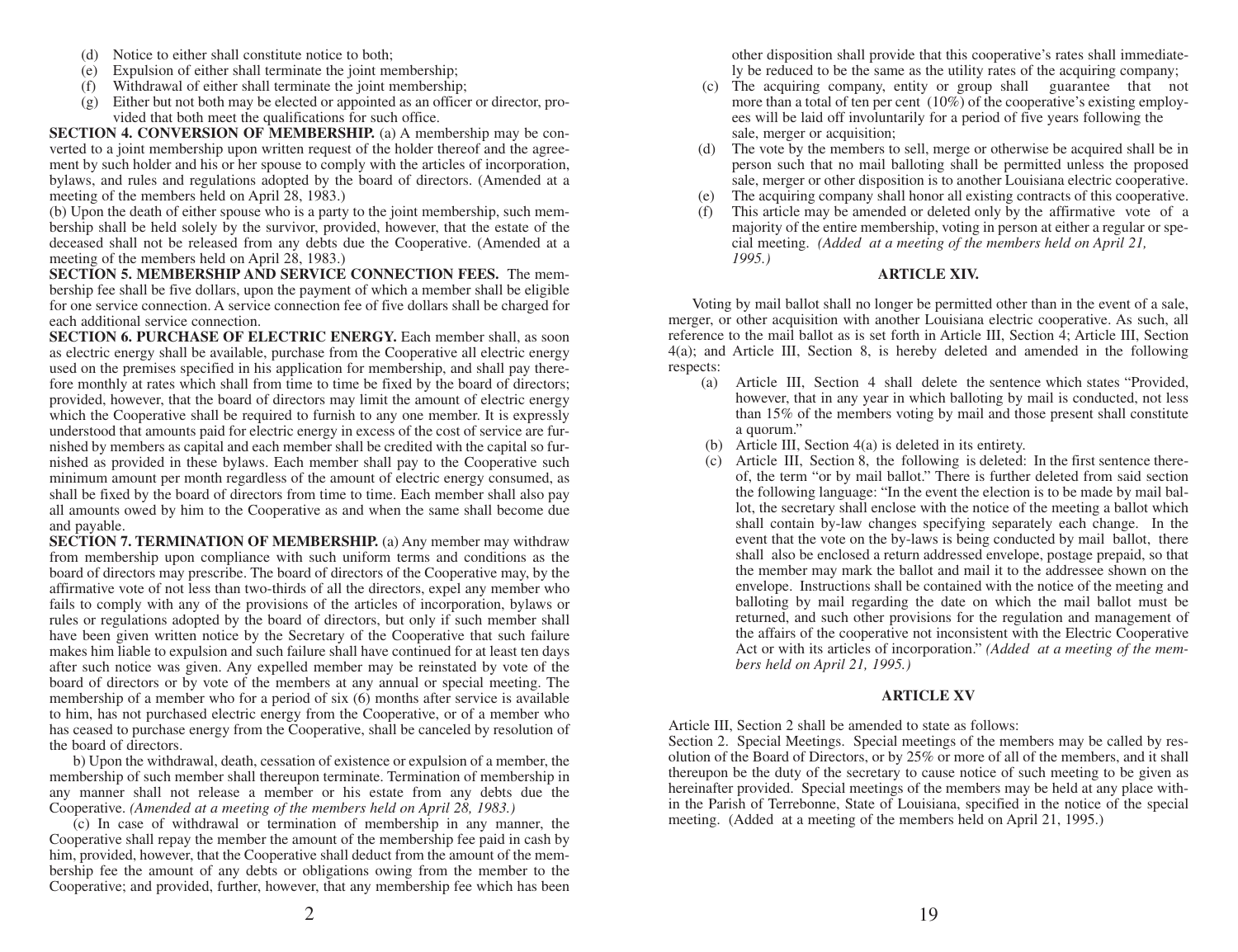(d) Notice to either shall constitute notice to both;
(e) Expulsion of either shall terminate the joint membership;
(f) Withdrawal of either shall terminate the joint membership;
(g) Either but not both may be elected or appointed as an officer or director, provided that both meet the qualifications for such office.

**SECTION 4. CONVERSION OF MEMBERSHIP.** (a) A membership may be converted to a joint membership upon written request of the holder thereof and the agreement by such holder and his or her spouse to comply with the articles of incorporation, bylaws, and rules and regulations adopted by the board of directors. (Amended at a meeting of the members held on April 28, 1983.)

(b) Upon the death of either spouse who is a party to the joint membership, such membership shall be held solely by the survivor, provided, however, that the estate of the deceased shall not be released from any debts due the Cooperative. (Amended at a meeting of the members held on April 28, 1983.)

**SECTION 5. MEMBERSHIP AND SERVICE CONNECTION FEES.** The membership fee shall be five dollars, upon the payment of which a member shall be eligible for one service connection. A service connection fee of five dollars shall be charged for each additional service connection.

**SECTION 6. PURCHASE OF ELECTRIC ENERGY.** Each member shall, as soon as electric energy shall be available, purchase from the Cooperative all electric energy used on the premises specified in his application for membership, and shall pay therefore monthly at rates which shall from time to time be fixed by the board of directors; provided, however, that the board of directors may limit the amount of electric energy which the Cooperative shall be required to furnish to any one member. It is expressly understood that amounts paid for electric energy in excess of the cost of service are furnished by members as capital and each member shall be credited with the capital so furnished as provided in these bylaws. Each member shall pay to the Cooperative such minimum amount per month regardless of the amount of electric energy consumed, as shall be fixed by the board of directors from time to time. Each member shall also pay all amounts owed by him to the Cooperative as and when the same shall become due and payable.

**SECTION 7. TERMINATION OF MEMBERSHIP.** (a) Any member may withdraw from membership upon compliance with such uniform terms and conditions as the board of directors may prescribe. The board of directors of the Cooperative may, by the affirmative vote of not less than two-thirds of all the directors, expel any member who fails to comply with any of the provisions of the articles of incorporation, bylaws or rules or regulations adopted by the board of directors, but only if such member shall have been given written notice by the Secretary of the Cooperative that such failure makes him liable to expulsion and such failure shall have continued for at least ten days after such notice was given. Any expelled member may be reinstated by vote of the board of directors or by vote of the members at any annual or special meeting. The membership of a member who for a period of six (6) months after service is available to him, has not purchased electric energy from the Cooperative, or of a member who has ceased to purchase energy from the Cooperative, shall be canceled by resolution of the board of directors.

b) Upon the withdrawal, death, cessation of existence or expulsion of a member, the membership of such member shall thereupon terminate. Termination of membership in any manner shall not release a member or his estate from any debts due the Cooperative. *(Amended at a meeting of the members held on April 28, 1983.)*

(c) In case of withdrawal or termination of membership in any manner, the Cooperative shall repay the member the amount of the membership fee paid in cash by him, provided, however, that the Cooperative shall deduct from the amount of the membership fee the amount of any debts or obligations owing from the member to the Cooperative; and provided, further, however, that any membership fee which has been

other disposition shall provide that this cooperative's rates shall immediately be reduced to be the same as the utility rates of the acquiring company;

(c) The acquiring company, entity or group shall guarantee that not more than a total of ten per cent (10%) of the cooperative's existing employees will be laid off involuntarily for a period of five years following the sale, merger or acquisition;
(d) The vote by the members to sell, merge or otherwise be acquired shall be in person such that no mail balloting shall be permitted unless the proposed sale, merger or other disposition is to another Louisiana electric cooperative.
(e) The acquiring company shall honor all existing contracts of this cooperative.
(f) This article may be amended or deleted only by the affirmative vote of a majority of the entire membership, voting in person at either a regular or special meeting. *(Added at a meeting of the members held on April 21, 1995.)*

## ARTICLE XIV.

Voting by mail ballot shall no longer be permitted other than in the event of a sale, merger, or other acquisition with another Louisiana electric cooperative. As such, all reference to the mail ballot as is set forth in Article III, Section 4; Article III, Section 4(a); and Article III, Section 8, is hereby deleted and amended in the following respects:

(a) Article III, Section 4 shall delete the sentence which states "Provided, however, that in any year in which balloting by mail is conducted, not less than 15% of the members voting by mail and those present shall constitute a quorum."
(b) Article III, Section 4(a) is deleted in its entirety.
(c) Article III, Section 8, the following is deleted: In the first sentence thereof, the term "or by mail ballot." There is further deleted from said section the following language: "In the event the election is to be made by mail ballot, the secretary shall enclose with the notice of the meeting a ballot which shall contain by-law changes specifying separately each change. In the event that the vote on the by-laws is being conducted by mail ballot, there shall also be enclosed a return addressed envelope, postage prepaid, so that the member may mark the ballot and mail it to the addressee shown on the envelope. Instructions shall be contained with the notice of the meeting and balloting by mail regarding the date on which the mail ballot must be returned, and such other provisions for the regulation and management of the affairs of the cooperative not inconsistent with the Electric Cooperative Act or with its articles of incorporation." *(Added at a meeting of the members held on April 21, 1995.)*

## ARTICLE XV

Article III, Section 2 shall be amended to state as follows:

Section 2. Special Meetings. Special meetings of the members may be called by resolution of the Board of Directors, or by 25% or more of all of the members, and it shall thereupon be the duty of the secretary to cause notice of such meeting to be given as hereinafter provided. Special meetings of the members may be held at any place within the Parish of Terrebonne, State of Louisiana, specified in the notice of the special meeting. (Added at a meeting of the members held on April 21, 1995.)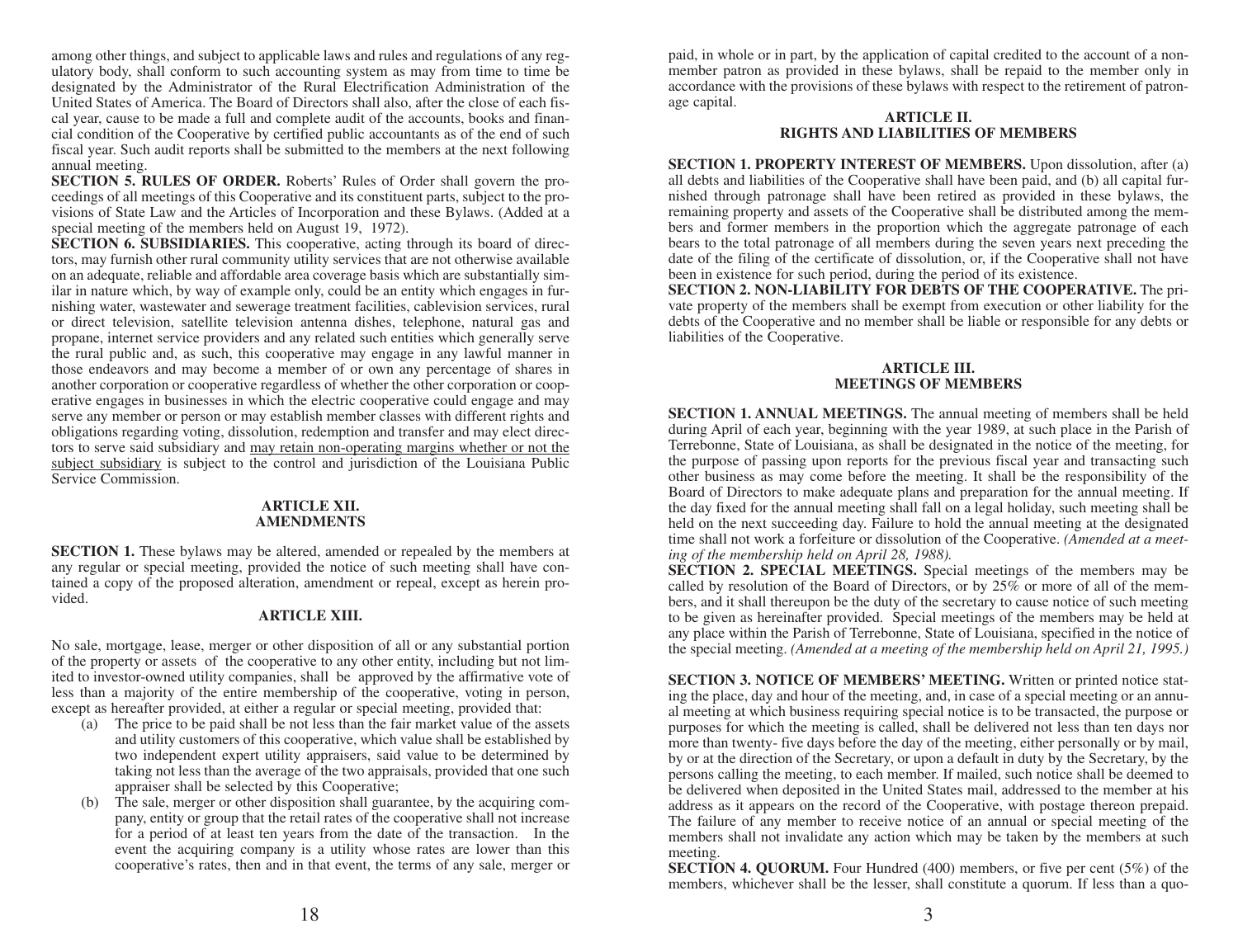among other things, and subject to applicable laws and rules and regulations of any regulatory body, shall conform to such accounting system as may from time to time be designated by the Administrator of the Rural Electrification Administration of the United States of America. The Board of Directors shall also, after the close of each fiscal year, cause to be made a full and complete audit of the accounts, books and financial condition of the Cooperative by certified public accountants as of the end of such fiscal year. Such audit reports shall be submitted to the members at the next following annual meeting.

**SECTION 5. RULES OF ORDER.** Roberts' Rules of Order shall govern the proceedings of all meetings of this Cooperative and its constituent parts, subject to the provisions of State Law and the Articles of Incorporation and these Bylaws. (Added at a special meeting of the members held on August 19, 1972).

**SECTION 6. SUBSIDIARIES.** This cooperative, acting through its board of directors, may furnish other rural community utility services that are not otherwise available on an adequate, reliable and affordable area coverage basis which are substantially similar in nature which, by way of example only, could be an entity which engages in furnishing water, wastewater and sewerage treatment facilities, cablevision services, rural or direct television, satellite television antenna dishes, telephone, natural gas and propane, internet service providers and any related such entities which generally serve the rural public and, as such, this cooperative may engage in any lawful manner in those endeavors and may become a member of or own any percentage of shares in another corporation or cooperative regardless of whether the other corporation or cooperative engages in businesses in which the electric cooperative could engage and may serve any member or person or may establish member classes with different rights and obligations regarding voting, dissolution, redemption and transfer and may elect directors to serve said subsidiary and <u>may retain non-operating margins whether or not the subject subsidiary</u> is subject to the control and jurisdiction of the Louisiana Public Service Commission.

## ARTICLE XII.
## AMENDMENTS

**SECTION 1.** These bylaws may be altered, amended or repealed by the members at any regular or special meeting, provided the notice of such meeting shall have contained a copy of the proposed alteration, amendment or repeal, except as herein provided.

## ARTICLE XIII.

No sale, mortgage, lease, merger or other disposition of all or any substantial portion of the property or assets of the cooperative to any other entity, including but not limited to investor-owned utility companies, shall be approved by the affirmative vote of less than a majority of the entire membership of the cooperative, voting in person, except as hereafter provided, at either a regular or special meeting, provided that:

(a) The price to be paid shall be not less than the fair market value of the assets and utility customers of this cooperative, which value shall be established by two independent expert utility appraisers, said value to be determined by taking not less than the average of the two appraisals, provided that one such appraiser shall be selected by this Cooperative;

(b) The sale, merger or other disposition shall guarantee, by the acquiring company, entity or group that the retail rates of the cooperative shall not increase for a period of at least ten years from the date of the transaction. In the event the acquiring company is a utility whose rates are lower than this cooperative's rates, then and in that event, the terms of any sale, merger or

paid, in whole or in part, by the application of capital credited to the account of a nonmember patron as provided in these bylaws, shall be repaid to the member only in accordance with the provisions of these bylaws with respect to the retirement of patronage capital.

## ARTICLE II.
## RIGHTS AND LIABILITIES OF MEMBERS

**SECTION 1. PROPERTY INTEREST OF MEMBERS.** Upon dissolution, after (a) all debts and liabilities of the Cooperative shall have been paid, and (b) all capital furnished through patronage shall have been retired as provided in these bylaws, the remaining property and assets of the Cooperative shall be distributed among the members and former members in the proportion which the aggregate patronage of each bears to the total patronage of all members during the seven years next preceding the date of the filing of the certificate of dissolution, or, if the Cooperative shall not have been in existence for such period, during the period of its existence.

**SECTION 2. NON-LIABILITY FOR DEBTS OF THE COOPERATIVE.** The private property of the members shall be exempt from execution or other liability for the debts of the Cooperative and no member shall be liable or responsible for any debts or liabilities of the Cooperative.

## ARTICLE III.
## MEETINGS OF MEMBERS

**SECTION 1. ANNUAL MEETINGS.** The annual meeting of members shall be held during April of each year, beginning with the year 1989, at such place in the Parish of Terrebonne, State of Louisiana, as shall be designated in the notice of the meeting, for the purpose of passing upon reports for the previous fiscal year and transacting such other business as may come before the meeting. It shall be the responsibility of the Board of Directors to make adequate plans and preparation for the annual meeting. If the day fixed for the annual meeting shall fall on a legal holiday, such meeting shall be held on the next succeeding day. Failure to hold the annual meeting at the designated time shall not work a forfeiture or dissolution of the Cooperative. *(Amended at a meeting of the membership held on April 28, 1988).*

**SECTION 2. SPECIAL MEETINGS.** Special meetings of the members may be called by resolution of the Board of Directors, or by 25% or more of all of the members, and it shall thereupon be the duty of the secretary to cause notice of such meeting to be given as hereinafter provided. Special meetings of the members may be held at any place within the Parish of Terrebonne, State of Louisiana, specified in the notice of the special meeting. *(Amended at a meeting of the membership held on April 21, 1995.)*

**SECTION 3. NOTICE OF MEMBERS' MEETING.** Written or printed notice stating the place, day and hour of the meeting, and, in case of a special meeting or an annual meeting at which business requiring special notice is to be transacted, the purpose or purposes for which the meeting is called, shall be delivered not less than ten days nor more than twenty- five days before the day of the meeting, either personally or by mail, by or at the direction of the Secretary, or upon a default in duty by the Secretary, by the persons calling the meeting, to each member. If mailed, such notice shall be deemed to be delivered when deposited in the United States mail, addressed to the member at his address as it appears on the record of the Cooperative, with postage thereon prepaid. The failure of any member to receive notice of an annual or special meeting of the members shall not invalidate any action which may be taken by the members at such meeting.

**SECTION 4. QUORUM.** Four Hundred (400) members, or five per cent (5%) of the members, whichever shall be the lesser, shall constitute a quorum. If less than a quo-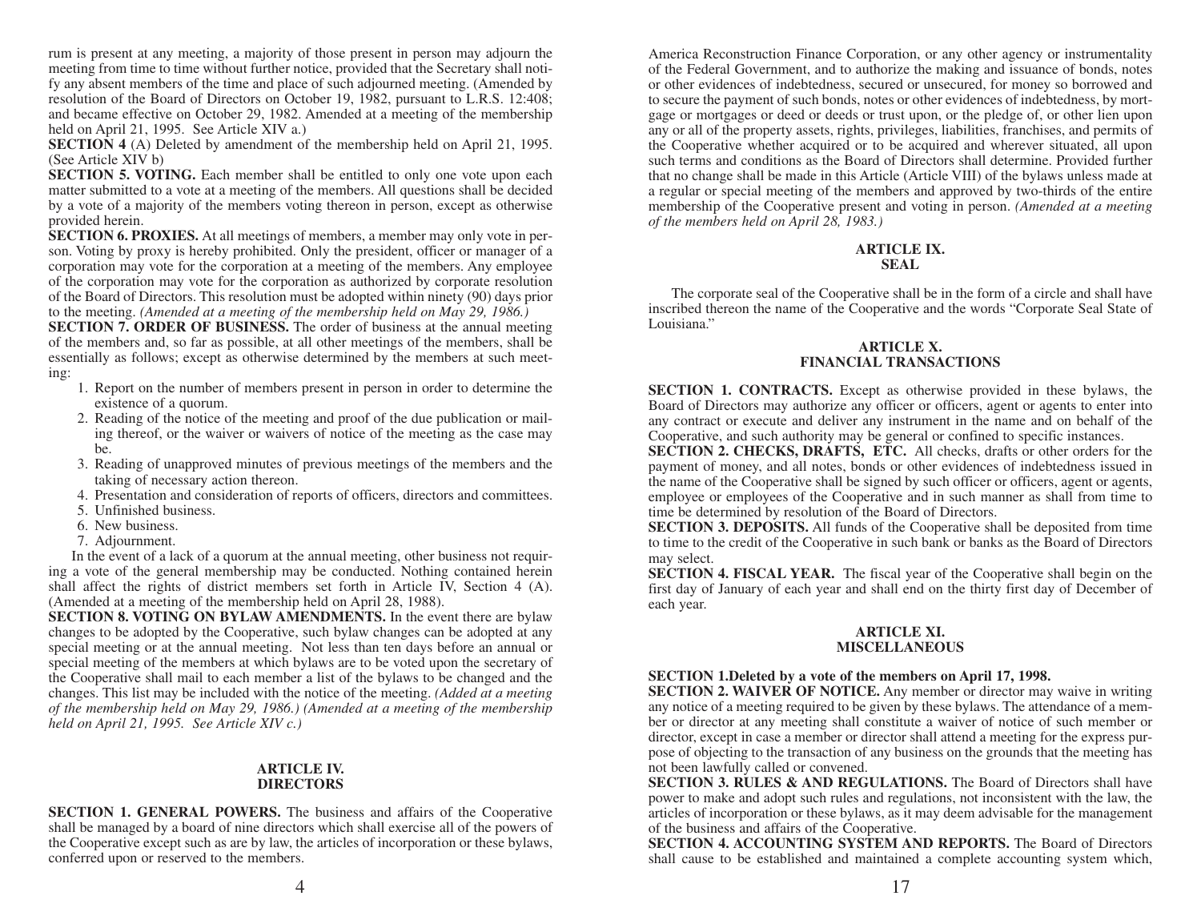rum is present at any meeting, a majority of those present in person may adjourn the meeting from time to time without further notice, provided that the Secretary shall notify any absent members of the time and place of such adjourned meeting. (Amended by resolution of the Board of Directors on October 19, 1982, pursuant to L.R.S. 12:408; and became effective on October 29, 1982. Amended at a meeting of the membership held on April 21, 1995. See Article XIV a.)

**SECTION 4** (A) Deleted by amendment of the membership held on April 21, 1995. (See Article XIV b)

**SECTION 5. VOTING.** Each member shall be entitled to only one vote upon each matter submitted to a vote at a meeting of the members. All questions shall be decided by a vote of a majority of the members voting thereon in person, except as otherwise provided herein.

**SECTION 6. PROXIES.** At all meetings of members, a member may only vote in person. Voting by proxy is hereby prohibited. Only the president, officer or manager of a corporation may vote for the corporation at a meeting of the members. Any employee of the corporation may vote for the corporation as authorized by corporate resolution of the Board of Directors. This resolution must be adopted within ninety (90) days prior to the meeting. *(Amended at a meeting of the membership held on May 29, 1986.)*

**SECTION 7. ORDER OF BUSINESS.** The order of business at the annual meeting of the members and, so far as possible, at all other meetings of the members, shall be essentially as follows; except as otherwise determined by the members at such meeting:

1. Report on the number of members present in person in order to determine the existence of a quorum.
2. Reading of the notice of the meeting and proof of the due publication or mailing thereof, or the waiver or waivers of notice of the meeting as the case may be.
3. Reading of unapproved minutes of previous meetings of the members and the taking of necessary action thereon.
4. Presentation and consideration of reports of officers, directors and committees.
5. Unfinished business.
6. New business.
7. Adjournment.

In the event of a lack of a quorum at the annual meeting, other business not requiring a vote of the general membership may be conducted. Nothing contained herein shall affect the rights of district members set forth in Article IV, Section 4 (A). (Amended at a meeting of the membership held on April 28, 1988).

**SECTION 8. VOTING ON BYLAW AMENDMENTS.** In the event there are bylaw changes to be adopted by the Cooperative, such bylaw changes can be adopted at any special meeting or at the annual meeting. Not less than ten days before an annual or special meeting of the members at which bylaws are to be voted upon the secretary of the Cooperative shall mail to each member a list of the bylaws to be changed and the changes. This list may be included with the notice of the meeting. *(Added at a meeting of the membership held on May 29, 1986.) (Amended at a meeting of the membership held on April 21, 1995. See Article XIV c.)*

## ARTICLE IV.
## DIRECTORS

**SECTION 1. GENERAL POWERS.** The business and affairs of the Cooperative shall be managed by a board of nine directors which shall exercise all of the powers of the Cooperative except such as are by law, the articles of incorporation or these bylaws, conferred upon or reserved to the members.

America Reconstruction Finance Corporation, or any other agency or instrumentality of the Federal Government, and to authorize the making and issuance of bonds, notes or other evidences of indebtedness, secured or unsecured, for money so borrowed and to secure the payment of such bonds, notes or other evidences of indebtedness, by mortgage or mortgages or deed or deeds or trust upon, or the pledge of, or other lien upon any or all of the property assets, rights, privileges, liabilities, franchises, and permits of the Cooperative whether acquired or to be acquired and wherever situated, all upon such terms and conditions as the Board of Directors shall determine. Provided further that no change shall be made in this Article (Article VIII) of the bylaws unless made at a regular or special meeting of the members and approved by two-thirds of the entire membership of the Cooperative present and voting in person. *(Amended at a meeting of the members held on April 28, 1983.)*

## ARTICLE IX.
## SEAL

The corporate seal of the Cooperative shall be in the form of a circle and shall have inscribed thereon the name of the Cooperative and the words "Corporate Seal State of Louisiana."

## ARTICLE X.
## FINANCIAL TRANSACTIONS

**SECTION 1. CONTRACTS.** Except as otherwise provided in these bylaws, the Board of Directors may authorize any officer or officers, agent or agents to enter into any contract or execute and deliver any instrument in the name and on behalf of the Cooperative, and such authority may be general or confined to specific instances.

**SECTION 2. CHECKS, DRAFTS, ETC.** All checks, drafts or other orders for the payment of money, and all notes, bonds or other evidences of indebtedness issued in the name of the Cooperative shall be signed by such officer or officers, agent or agents, employee or employees of the Cooperative and in such manner as shall from time to time be determined by resolution of the Board of Directors.

**SECTION 3. DEPOSITS.** All funds of the Cooperative shall be deposited from time to time to the credit of the Cooperative in such bank or banks as the Board of Directors may select.

**SECTION 4. FISCAL YEAR.** The fiscal year of the Cooperative shall begin on the first day of January of each year and shall end on the thirty first day of December of each year.

## ARTICLE XI.
## MISCELLANEOUS

**SECTION 1.Deleted by a vote of the members on April 17, 1998.**

**SECTION 2. WAIVER OF NOTICE.** Any member or director may waive in writing any notice of a meeting required to be given by these bylaws. The attendance of a member or director at any meeting shall constitute a waiver of notice of such member or director, except in case a member or director shall attend a meeting for the express purpose of objecting to the transaction of any business on the grounds that the meeting has not been lawfully called or convened.

**SECTION 3. RULES & AND REGULATIONS.** The Board of Directors shall have power to make and adopt such rules and regulations, not inconsistent with the law, the articles of incorporation or these bylaws, as it may deem advisable for the management of the business and affairs of the Cooperative.

**SECTION 4. ACCOUNTING SYSTEM AND REPORTS.** The Board of Directors shall cause to be established and maintained a complete accounting system which,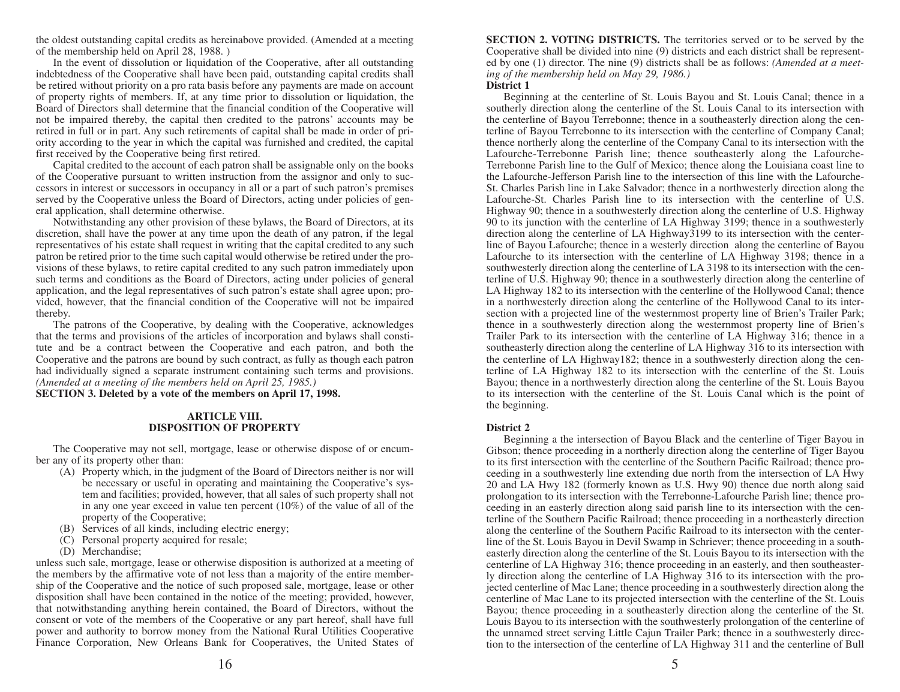the oldest outstanding capital credits as hereinabove provided. (Amended at a meeting of the membership held on April 28, 1988. )

In the event of dissolution or liquidation of the Cooperative, after all outstanding indebtedness of the Cooperative shall have been paid, outstanding capital credits shall be retired without priority on a pro rata basis before any payments are made on account of property rights of members. If, at any time prior to dissolution or liquidation, the Board of Directors shall determine that the financial condition of the Cooperative will not be impaired thereby, the capital then credited to the patrons' accounts may be retired in full or in part. Any such retirements of capital shall be made in order of priority according to the year in which the capital was furnished and credited, the capital first received by the Cooperative being first retired.

Capital credited to the account of each patron shall be assignable only on the books of the Cooperative pursuant to written instruction from the assignor and only to successors in interest or successors in occupancy in all or a part of such patron's premises served by the Cooperative unless the Board of Directors, acting under policies of general application, shall determine otherwise.

Notwithstanding any other provision of these bylaws, the Board of Directors, at its discretion, shall have the power at any time upon the death of any patron, if the legal representatives of his estate shall request in writing that the capital credited to any such patron be retired prior to the time such capital would otherwise be retired under the provisions of these bylaws, to retire capital credited to any such patron immediately upon such terms and conditions as the Board of Directors, acting under policies of general application, and the legal representatives of such patron's estate shall agree upon; provided, however, that the financial condition of the Cooperative will not be impaired thereby.

The patrons of the Cooperative, by dealing with the Cooperative, acknowledges that the terms and provisions of the articles of incorporation and bylaws shall constitute and be a contract between the Cooperative and each patron, and both the Cooperative and the patrons are bound by such contract, as fully as though each patron had individually signed a separate instrument containing such terms and provisions. *(Amended at a meeting of the members held on April 25, 1985.)*

**SECTION 3. Deleted by a vote of the members on April 17, 1998.**

## ARTICLE VIII. DISPOSITION OF PROPERTY

The Cooperative may not sell, mortgage, lease or otherwise dispose of or encumber any of its property other than:

(A) Property which, in the judgment of the Board of Directors neither is nor will be necessary or useful in operating and maintaining the Cooperative's system and facilities; provided, however, that all sales of such property shall not in any one year exceed in value ten percent (10%) of the value of all of the property of the Cooperative;

(B) Services of all kinds, including electric energy;

(C) Personal property acquired for resale;

(D) Merchandise;

unless such sale, mortgage, lease or other disposition is authorized at a meeting of the members by the affirmative vote of not less than a majority of the entire membership of the Cooperative and the notice of such proposed sale, mortgage, lease or other disposition shall have been contained in the notice of the meeting; provided, however, that notwithstanding anything herein contained, the Board of Directors, without the consent or vote of the members of the Cooperative or any part hereof, shall have full power and authority to borrow money from the National Rural Utilities Cooperative Finance Corporation, New Orleans Bank for Cooperatives, the United States of

**SECTION 2. VOTING DISTRICTS.** The territories served or to be served by the Cooperative shall be divided into nine (9) districts and each district shall be represented by one (1) director. The nine (9) districts shall be as follows: *(Amended at a meeting of the membership held on May 29, 1986.)*

**District 1**

Beginning at the centerline of St. Louis Bayou and St. Louis Canal; thence in a southerly direction along the centerline of the St. Louis Canal to its intersection with the centerline of Bayou Terrebonne; thence in a southeasterly direction along the centerline of Bayou Terrebonne to its intersection with the centerline of Company Canal; thence northerly along the centerline of the Company Canal to its intersection with the Lafourche-Terrebonne Parish line; thence southeasterly along the Lafourche-Terrebonne Parish line to the Gulf of Mexico; thence along the Louisiana coast line to the Lafourche-Jefferson Parish line to the intersection of this line with the Lafourche-St. Charles Parish line in Lake Salvador; thence in a northwesterly direction along the Lafourche-St. Charles Parish line to its intersection with the centerline of U.S. Highway 90; thence in a southwesterly direction along the centerline of U.S. Highway 90 to its junction with the centerline of LA Highway 3199; thence in a southwesterly direction along the centerline of LA Highway3199 to its intersection with the centerline of Bayou Lafourche; thence in a westerly direction along the centerline of Bayou Lafourche to its intersection with the centerline of LA Highway 3198; thence in a southwesterly direction along the centerline of LA 3198 to its intersection with the centerline of U.S. Highway 90; thence in a southwesterly direction along the centerline of LA Highway 182 to its intersection with the centerline of the Hollywood Canal; thence in a northwesterly direction along the centerline of the Hollywood Canal to its intersection with a projected line of the westernmost property line of Brien's Trailer Park; thence in a southwesterly direction along the westernmost property line of Brien's Trailer Park to its intersection with the centerline of LA Highway 316; thence in a southeasterly direction along the centerline of LA Highway 316 to its intersection with the centerline of LA Highway182; thence in a southwesterly direction along the centerline of LA Highway 182 to its intersection with the centerline of the St. Louis Bayou; thence in a northwesterly direction along the centerline of the St. Louis Bayou to its intersection with the centerline of the St. Louis Canal which is the point of the beginning.

**District 2**

Beginning a the intersection of Bayou Black and the centerline of Tiger Bayou in Gibson; thence proceeding in a northerly direction along the centerline of Tiger Bayou to its first intersection with the centerline of the Southern Pacific Railroad; thence proceeding in a southwesterly line extending due north from the intersection of LA Hwy 20 and LA Hwy 182 (formerly known as U.S. Hwy 90) thence due north along said prolongation to its intersection with the Terrebonne-Lafourche Parish line; thence proceeding in an easterly direction along said parish line to its intersection with the centerline of the Southern Pacific Railroad; thence proceeding in a northeasterly direction along the centerline of the Southern Pacific Railroad to its intersecton with the centerline of the St. Louis Bayou in Devil Swamp in Schriever; thence proceeding in a southeasterly direction along the centerline of the St. Louis Bayou to its intersection with the centerline of LA Highway 316; thence proceeding in an easterly, and then southeasterly direction along the centerline of LA Highway 316 to its intersection with the projected centerline of Mac Lane; thence proceeding in a southwesterly direction along the centerline of Mac Lane to its projected intersection with the centerline of the St. Louis Bayou; thence proceeding in a southeasterly direction along the centerline of the St. Louis Bayou to its intersection with the southwesterly prolongation of the centerline of the unnamed street serving Little Cajun Trailer Park; thence in a southwesterly direction to the intersection of the centerline of LA Highway 311 and the centerline of Bull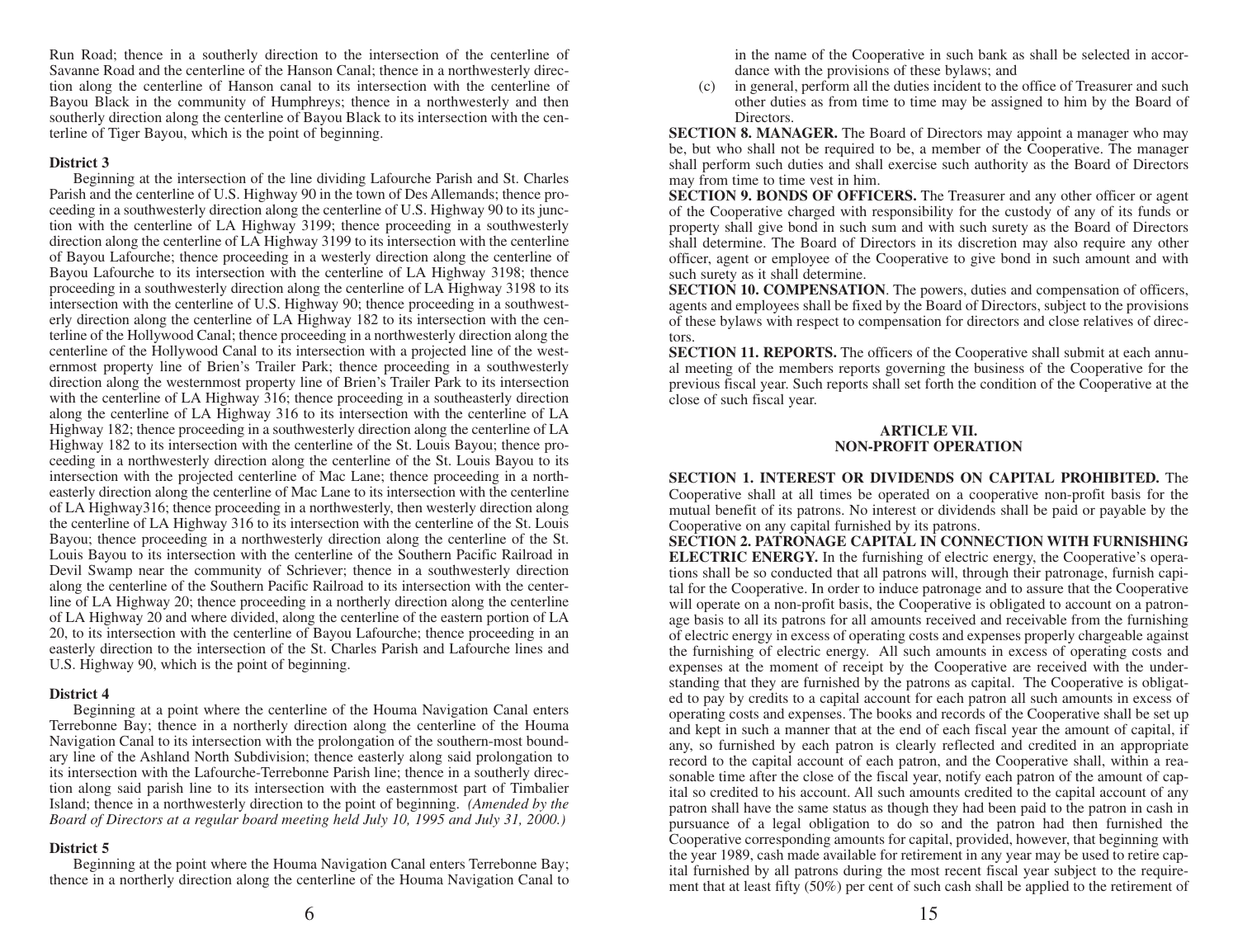Run Road; thence in a southerly direction to the intersection of the centerline of Savanne Road and the centerline of the Hanson Canal; thence in a northwesterly direction along the centerline of Hanson canal to its intersection with the centerline of Bayou Black in the community of Humphreys; thence in a northwesterly and then southerly direction along the centerline of Bayou Black to its intersection with the centerline of Tiger Bayou, which is the point of beginning.

**District 3**

Beginning at the intersection of the line dividing Lafourche Parish and St. Charles Parish and the centerline of U.S. Highway 90 in the town of Des Allemands; thence proceeding in a southwesterly direction along the centerline of U.S. Highway 90 to its junction with the centerline of LA Highway 3199; thence proceeding in a southwesterly direction along the centerline of LA Highway 3199 to its intersection with the centerline of Bayou Lafourche; thence proceeding in a westerly direction along the centerline of Bayou Lafourche to its intersection with the centerline of LA Highway 3198; thence proceeding in a southwesterly direction along the centerline of LA Highway 3198 to its intersection with the centerline of U.S. Highway 90; thence proceeding in a southwesterly direction along the centerline of LA Highway 182 to its intersection with the centerline of the Hollywood Canal; thence proceeding in a northwesterly direction along the centerline of the Hollywood Canal to its intersection with a projected line of the westernmost property line of Brien's Trailer Park; thence proceeding in a southwesterly direction along the westernmost property line of Brien's Trailer Park to its intersection with the centerline of LA Highway 316; thence proceeding in a southeasterly direction along the centerline of LA Highway 316 to its intersection with the centerline of LA Highway 182; thence proceeding in a southwesterly direction along the centerline of LA Highway 182 to its intersection with the centerline of the St. Louis Bayou; thence proceeding in a northwesterly direction along the centerline of the St. Louis Bayou to its intersection with the projected centerline of Mac Lane; thence proceeding in a northeasterly direction along the centerline of Mac Lane to its intersection with the centerline of LA Highway316; thence proceeding in a northwesterly, then westerly direction along the centerline of LA Highway 316 to its intersection with the centerline of the St. Louis Bayou; thence proceeding in a northwesterly direction along the centerline of the St. Louis Bayou to its intersection with the centerline of the Southern Pacific Railroad in Devil Swamp near the community of Schriever; thence in a southwesterly direction along the centerline of the Southern Pacific Railroad to its intersection with the centerline of LA Highway 20; thence proceeding in a northerly direction along the centerline of LA Highway 20 and where divided, along the centerline of the eastern portion of LA 20, to its intersection with the centerline of Bayou Lafourche; thence proceeding in an easterly direction to the intersection of the St. Charles Parish and Lafourche lines and U.S. Highway 90, which is the point of beginning.

**District 4**

Beginning at a point where the centerline of the Houma Navigation Canal enters Terrebonne Bay; thence in a northerly direction along the centerline of the Houma Navigation Canal to its intersection with the prolongation of the southern-most boundary line of the Ashland North Subdivision; thence easterly along said prolongation to its intersection with the Lafourche-Terrebonne Parish line; thence in a southerly direction along said parish line to its intersection with the easternmost part of Timbalier Island; thence in a northwesterly direction to the point of beginning. *(Amended by the Board of Directors at a regular board meeting held July 10, 1995 and July 31, 2000.)*

**District 5**

Beginning at the point where the Houma Navigation Canal enters Terrebonne Bay; thence in a northerly direction along the centerline of the Houma Navigation Canal to

in the name of the Cooperative in such bank as shall be selected in accordance with the provisions of these bylaws; and

(c) in general, perform all the duties incident to the office of Treasurer and such other duties as from time to time may be assigned to him by the Board of Directors.

**SECTION 8. MANAGER.** The Board of Directors may appoint a manager who may be, but who shall not be required to be, a member of the Cooperative. The manager shall perform such duties and shall exercise such authority as the Board of Directors may from time to time vest in him.

**SECTION 9. BONDS OF OFFICERS.** The Treasurer and any other officer or agent of the Cooperative charged with responsibility for the custody of any of its funds or property shall give bond in such sum and with such surety as the Board of Directors shall determine. The Board of Directors in its discretion may also require any other officer, agent or employee of the Cooperative to give bond in such amount and with such surety as it shall determine.

**SECTION 10. COMPENSATION**. The powers, duties and compensation of officers, agents and employees shall be fixed by the Board of Directors, subject to the provisions of these bylaws with respect to compensation for directors and close relatives of directors.

**SECTION 11. REPORTS.** The officers of the Cooperative shall submit at each annual meeting of the members reports governing the business of the Cooperative for the previous fiscal year. Such reports shall set forth the condition of the Cooperative at the close of such fiscal year.

## ARTICLE VII.
## NON-PROFIT OPERATION

**SECTION 1. INTEREST OR DIVIDENDS ON CAPITAL PROHIBITED.** The Cooperative shall at all times be operated on a cooperative non-profit basis for the mutual benefit of its patrons. No interest or dividends shall be paid or payable by the Cooperative on any capital furnished by its patrons.

**SECTION 2. PATRONAGE CAPITAL IN CONNECTION WITH FURNISHING ELECTRIC ENERGY.** In the furnishing of electric energy, the Cooperative's operations shall be so conducted that all patrons will, through their patronage, furnish capital for the Cooperative. In order to induce patronage and to assure that the Cooperative will operate on a non-profit basis, the Cooperative is obligated to account on a patronage basis to all its patrons for all amounts received and receivable from the furnishing of electric energy in excess of operating costs and expenses properly chargeable against the furnishing of electric energy. All such amounts in excess of operating costs and expenses at the moment of receipt by the Cooperative are received with the understanding that they are furnished by the patrons as capital. The Cooperative is obligated to pay by credits to a capital account for each patron all such amounts in excess of operating costs and expenses. The books and records of the Cooperative shall be set up and kept in such a manner that at the end of each fiscal year the amount of capital, if any, so furnished by each patron is clearly reflected and credited in an appropriate record to the capital account of each patron, and the Cooperative shall, within a reasonable time after the close of the fiscal year, notify each patron of the amount of capital so credited to his account. All such amounts credited to the capital account of any patron shall have the same status as though they had been paid to the patron in cash in pursuance of a legal obligation to do so and the patron had then furnished the Cooperative corresponding amounts for capital, provided, however, that beginning with the year 1989, cash made available for retirement in any year may be used to retire capital furnished by all patrons during the most recent fiscal year subject to the requirement that at least fifty (50%) per cent of such cash shall be applied to the retirement of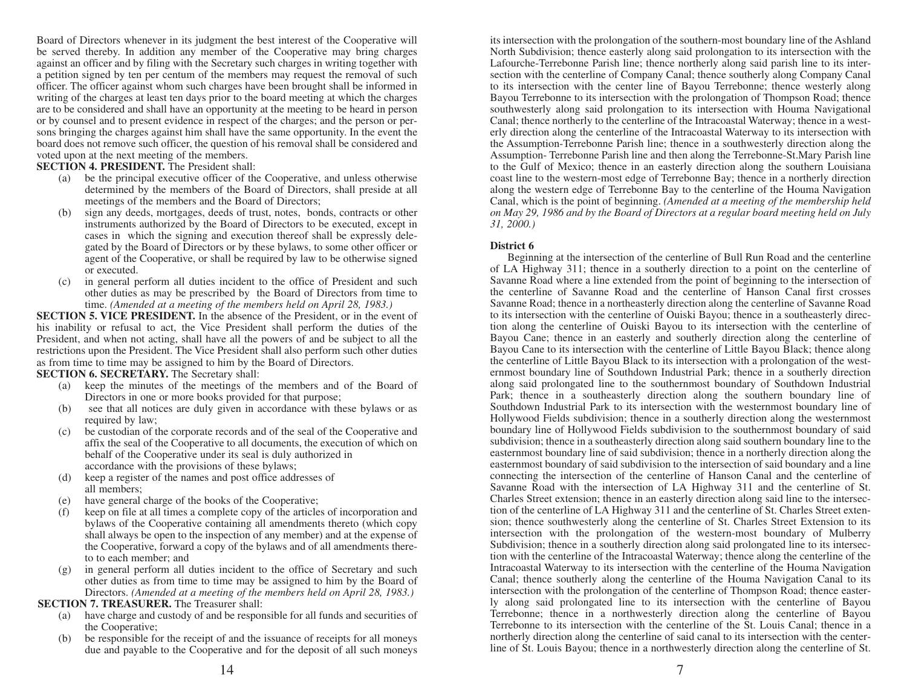Board of Directors whenever in its judgment the best interest of the Cooperative will be served thereby. In addition any member of the Cooperative may bring charges against an officer and by filing with the Secretary such charges in writing together with a petition signed by ten per centum of the members may request the removal of such officer. The officer against whom such charges have been brought shall be informed in writing of the charges at least ten days prior to the board meeting at which the charges are to be considered and shall have an opportunity at the meeting to be heard in person or by counsel and to present evidence in respect of the charges; and the person or persons bringing the charges against him shall have the same opportunity. In the event the board does not remove such officer, the question of his removal shall be considered and voted upon at the next meeting of the members.

**SECTION 4. PRESIDENT.** The President shall:

(a) be the principal executive officer of the Cooperative, and unless otherwise determined by the members of the Board of Directors, shall preside at all meetings of the members and the Board of Directors;

(b) sign any deeds, mortgages, deeds of trust, notes, bonds, contracts or other instruments authorized by the Board of Directors to be executed, except in cases in which the signing and execution thereof shall be expressly delegated by the Board of Directors or by these bylaws, to some other officer or agent of the Cooperative, or shall be required by law to be otherwise signed or executed.

(c) in general perform all duties incident to the office of President and such other duties as may be prescribed by the Board of Directors from time to time. *(Amended at a meeting of the members held on April 28, 1983.)*

**SECTION 5. VICE PRESIDENT.** In the absence of the President, or in the event of his inability or refusal to act, the Vice President shall perform the duties of the President, and when not acting, shall have all the powers of and be subject to all the restrictions upon the President. The Vice President shall also perform such other duties as from time to time may be assigned to him by the Board of Directors.

**SECTION 6. SECRETARY.** The Secretary shall:

(a) keep the minutes of the meetings of the members and of the Board of Directors in one or more books provided for that purpose;

(b) see that all notices are duly given in accordance with these bylaws or as required by law;

(c) be custodian of the corporate records and of the seal of the Cooperative and affix the seal of the Cooperative to all documents, the execution of which on behalf of the Cooperative under its seal is duly authorized in accordance with the provisions of these bylaws;

(d) keep a register of the names and post office addresses of all members;

(e) have general charge of the books of the Cooperative;

(f) keep on file at all times a complete copy of the articles of incorporation and bylaws of the Cooperative containing all amendments thereto (which copy shall always be open to the inspection of any member) and at the expense of the Cooperative, forward a copy of the bylaws and of all amendments thereto to each member; and

(g) in general perform all duties incident to the office of Secretary and such other duties as from time to time may be assigned to him by the Board of Directors. *(Amended at a meeting of the members held on April 28, 1983.)*

**SECTION 7. TREASURER.** The Treasurer shall:

(a) have charge and custody of and be responsible for all funds and securities of the Cooperative;

(b) be responsible for the receipt of and the issuance of receipts for all moneys due and payable to the Cooperative and for the deposit of all such moneys

its intersection with the prolongation of the southern-most boundary line of the Ashland North Subdivision; thence easterly along said prolongation to its intersection with the Lafourche-Terrebonne Parish line; thence northerly along said parish line to its intersection with the centerline of Company Canal; thence southerly along Company Canal to its intersection with the center line of Bayou Terrebonne; thence westerly along Bayou Terrebonne to its intersection with the prolongation of Thompson Road; thence southwesterly along said prolongation to its intersection with Houma Navigational Canal; thence northerly to the centerline of the Intracoastal Waterway; thence in a westerly direction along the centerline of the Intracoastal Waterway to its intersection with the Assumption-Terrebonne Parish line; thence in a southwesterly direction along the Assumption- Terrebonne Parish line and then along the Terrebonne-St.Mary Parish line to the Gulf of Mexico; thence in an easterly direction along the southern Louisiana coast line to the western-most edge of Terrebonne Bay; thence in a northerly direction along the western edge of Terrebonne Bay to the centerline of the Houma Navigation Canal, which is the point of beginning. *(Amended at a meeting of the membership held on May 29, 1986 and by the Board of Directors at a regular board meeting held on July 31, 2000.)*

**District 6**

Beginning at the intersection of the centerline of Bull Run Road and the centerline of LA Highway 311; thence in a southerly direction to a point on the centerline of Savanne Road where a line extended from the point of beginning to the intersection of the centerline of Savanne Road and the centerline of Hanson Canal first crosses Savanne Road; thence in a northeasterly direction along the centerline of Savanne Road to its intersection with the centerline of Ouiski Bayou; thence in a southeasterly direction along the centerline of Ouiski Bayou to its intersection with the centerline of Bayou Cane; thence in an easterly and southerly direction along the centerline of Bayou Cane to its intersection with the centerline of Little Bayou Black; thence along the centerline of Little Bayou Black to its intersection with a prolongation of the westernmost boundary line of Southdown Industrial Park; thence in a southerly direction along said prolongated line to the southernmost boundary of Southdown Industrial Park; thence in a southeasterly direction along the southern boundary line of Southdown Industrial Park to its intersection with the westernmost boundary line of Hollywood Fields subdivision; thence in a southerly direction along the westernmost boundary line of Hollywood Fields subdivision to the southernmost boundary of said subdivision; thence in a southeasterly direction along said southern boundary line to the easternmost boundary line of said subdivision; thence in a northerly direction along the easternmost boundary of said subdivision to the intersection of said boundary and a line connecting the intersection of the centerline of Hanson Canal and the centerline of Savanne Road with the intersection of LA Highway 311 and the centerline of St. Charles Street extension; thence in an easterly direction along said line to the intersection of the centerline of LA Highway 311 and the centerline of St. Charles Street extension; thence southwesterly along the centerline of St. Charles Street Extension to its intersection with the prolongation of the western-most boundary of Mulberry Subdivision; thence in a southerly direction along said prolongated line to its intersection with the centerline of the Intracoastal Waterway; thence along the centerline of the Intracoastal Waterway to its intersection with the centerline of the Houma Navigation Canal; thence southerly along the centerline of the Houma Navigation Canal to its intersection with the prolongation of the centerline of Thompson Road; thence easterly along said prolongated line to its intersection with the centerline of Bayou Terrebonne; thence in a northwesterly direction along the centerline of Bayou Terrebonne to its intersection with the centerline of the St. Louis Canal; thence in a northerly direction along the centerline of said canal to its intersection with the centerline of St. Louis Bayou; thence in a northwesterly direction along the centerline of St.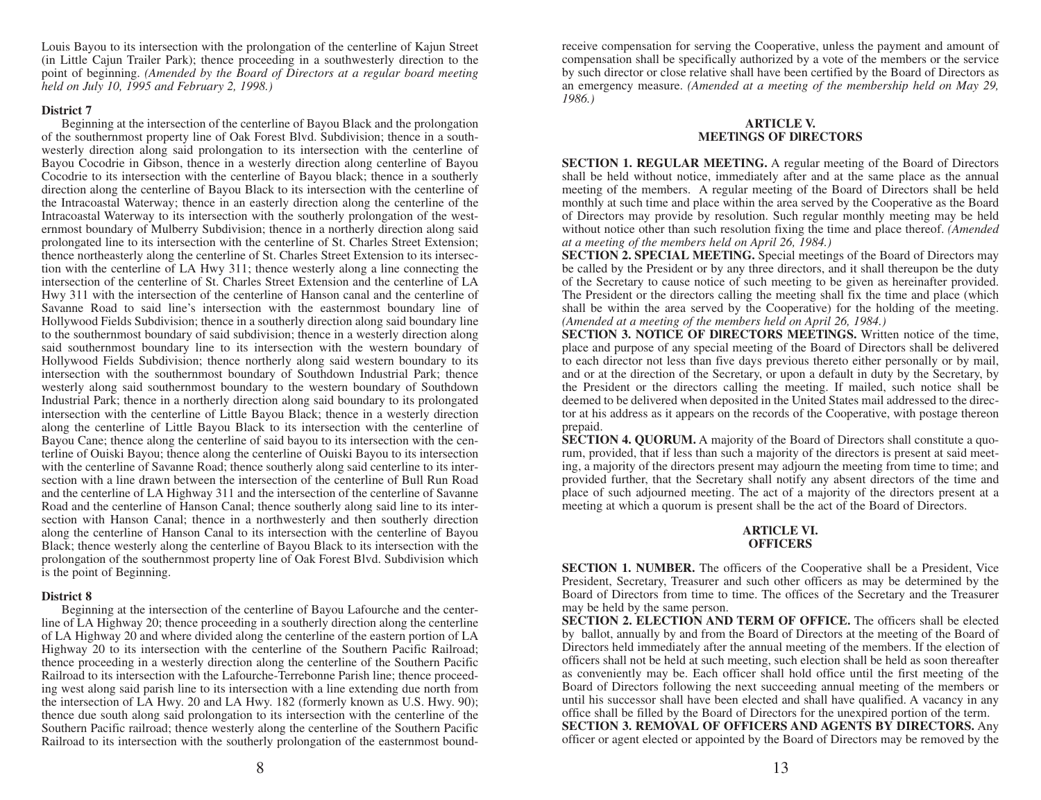Louis Bayou to its intersection with the prolongation of the centerline of Kajun Street (in Little Cajun Trailer Park); thence proceeding in a southwesterly direction to the point of beginning. *(Amended by the Board of Directors at a regular board meeting held on July 10, 1995 and February 2, 1998.)*

**District 7**

Beginning at the intersection of the centerline of Bayou Black and the prolongation of the southernmost property line of Oak Forest Blvd. Subdivision; thence in a southwesterly direction along said prolongation to its intersection with the centerline of Bayou Cocodrie in Gibson, thence in a westerly direction along centerline of Bayou Cocodrie to its intersection with the centerline of Bayou black; thence in a southerly direction along the centerline of Bayou Black to its intersection with the centerline of the Intracoastal Waterway; thence in an easterly direction along the centerline of the Intracoastal Waterway to its intersection with the southerly prolongation of the westernmost boundary of Mulberry Subdivision; thence in a northerly direction along said prolongated line to its intersection with the centerline of St. Charles Street Extension; thence northeasterly along the centerline of St. Charles Street Extension to its intersection with the centerline of LA Hwy 311; thence westerly along a line connecting the intersection of the centerline of St. Charles Street Extension and the centerline of LA Hwy 311 with the intersection of the centerline of Hanson canal and the centerline of Savanne Road to said line's intersection with the easternmost boundary line of Hollywood Fields Subdivision; thence in a southerly direction along said boundary line to the southernmost boundary of said subdivision; thence in a westerly direction along said southernmost boundary line to its intersection with the western boundary of Hollywood Fields Subdivision; thence northerly along said western boundary to its intersection with the southernmost boundary of Southdown Industrial Park; thence westerly along said southernmost boundary to the western boundary of Southdown Industrial Park; thence in a northerly direction along said boundary to its prolongated intersection with the centerline of Little Bayou Black; thence in a westerly direction along the centerline of Little Bayou Black to its intersection with the centerline of Bayou Cane; thence along the centerline of said bayou to its intersection with the centerline of Ouiski Bayou; thence along the centerline of Ouiski Bayou to its intersection with the centerline of Savanne Road; thence southerly along said centerline to its intersection with a line drawn between the intersection of the centerline of Bull Run Road and the centerline of LA Highway 311 and the intersection of the centerline of Savanne Road and the centerline of Hanson Canal; thence southerly along said line to its intersection with Hanson Canal; thence in a northwesterly and then southerly direction along the centerline of Hanson Canal to its intersection with the centerline of Bayou Black; thence westerly along the centerline of Bayou Black to its intersection with the prolongation of the southernmost property line of Oak Forest Blvd. Subdivision which is the point of Beginning.

**District 8**

Beginning at the intersection of the centerline of Bayou Lafourche and the centerline of LA Highway 20; thence proceeding in a southerly direction along the centerline of LA Highway 20 and where divided along the centerline of the eastern portion of LA Highway 20 to its intersection with the centerline of the Southern Pacific Railroad; thence proceeding in a westerly direction along the centerline of the Southern Pacific Railroad to its intersection with the Lafourche-Terrebonne Parish line; thence proceeding west along said parish line to its intersection with a line extending due north from the intersection of LA Hwy. 20 and LA Hwy. 182 (formerly known as U.S. Hwy. 90); thence due south along said prolongation to its intersection with the centerline of the Southern Pacific railroad; thence westerly along the centerline of the Southern Pacific Railroad to its intersection with the southerly prolongation of the easternmost bound-

receive compensation for serving the Cooperative, unless the payment and amount of compensation shall be specifically authorized by a vote of the members or the service by such director or close relative shall have been certified by the Board of Directors as an emergency measure. *(Amended at a meeting of the membership held on May 29, 1986.)*

## ARTICLE V. MEETINGS OF DIRECTORS

**SECTION 1. REGULAR MEETING.** A regular meeting of the Board of Directors shall be held without notice, immediately after and at the same place as the annual meeting of the members. A regular meeting of the Board of Directors shall be held monthly at such time and place within the area served by the Cooperative as the Board of Directors may provide by resolution. Such regular monthly meeting may be held without notice other than such resolution fixing the time and place thereof. *(Amended at a meeting of the members held on April 26, 1984.)*

**SECTION 2. SPECIAL MEETING.** Special meetings of the Board of Directors may be called by the President or by any three directors, and it shall thereupon be the duty of the Secretary to cause notice of such meeting to be given as hereinafter provided. The President or the directors calling the meeting shall fix the time and place (which shall be within the area served by the Cooperative) for the holding of the meeting. *(Amended at a meeting of the members held on April 26, 1984.)*

**SECTION 3. NOTICE OF DIRECTORS MEETINGS.** Written notice of the time, place and purpose of any special meeting of the Board of Directors shall be delivered to each director not less than five days previous thereto either personally or by mail, and or at the direction of the Secretary, or upon a default in duty by the Secretary, by the President or the directors calling the meeting. If mailed, such notice shall be deemed to be delivered when deposited in the United States mail addressed to the director at his address as it appears on the records of the Cooperative, with postage thereon prepaid.

**SECTION 4. QUORUM.** A majority of the Board of Directors shall constitute a quorum, provided, that if less than such a majority of the directors is present at said meeting, a majority of the directors present may adjourn the meeting from time to time; and provided further, that the Secretary shall notify any absent directors of the time and place of such adjourned meeting. The act of a majority of the directors present at a meeting at which a quorum is present shall be the act of the Board of Directors.

## ARTICLE VI. OFFICERS

**SECTION 1. NUMBER.** The officers of the Cooperative shall be a President, Vice President, Secretary, Treasurer and such other officers as may be determined by the Board of Directors from time to time. The offices of the Secretary and the Treasurer may be held by the same person.

**SECTION 2. ELECTION AND TERM OF OFFICE.** The officers shall be elected by ballot, annually by and from the Board of Directors at the meeting of the Board of Directors held immediately after the annual meeting of the members. If the election of officers shall not be held at such meeting, such election shall be held as soon thereafter as conveniently may be. Each officer shall hold office until the first meeting of the Board of Directors following the next succeeding annual meeting of the members or until his successor shall have been elected and shall have qualified. A vacancy in any office shall be filled by the Board of Directors for the unexpired portion of the term.

**SECTION 3. REMOVAL OF OFFICERS AND AGENTS BY DIRECTORS.** Any officer or agent elected or appointed by the Board of Directors may be removed by the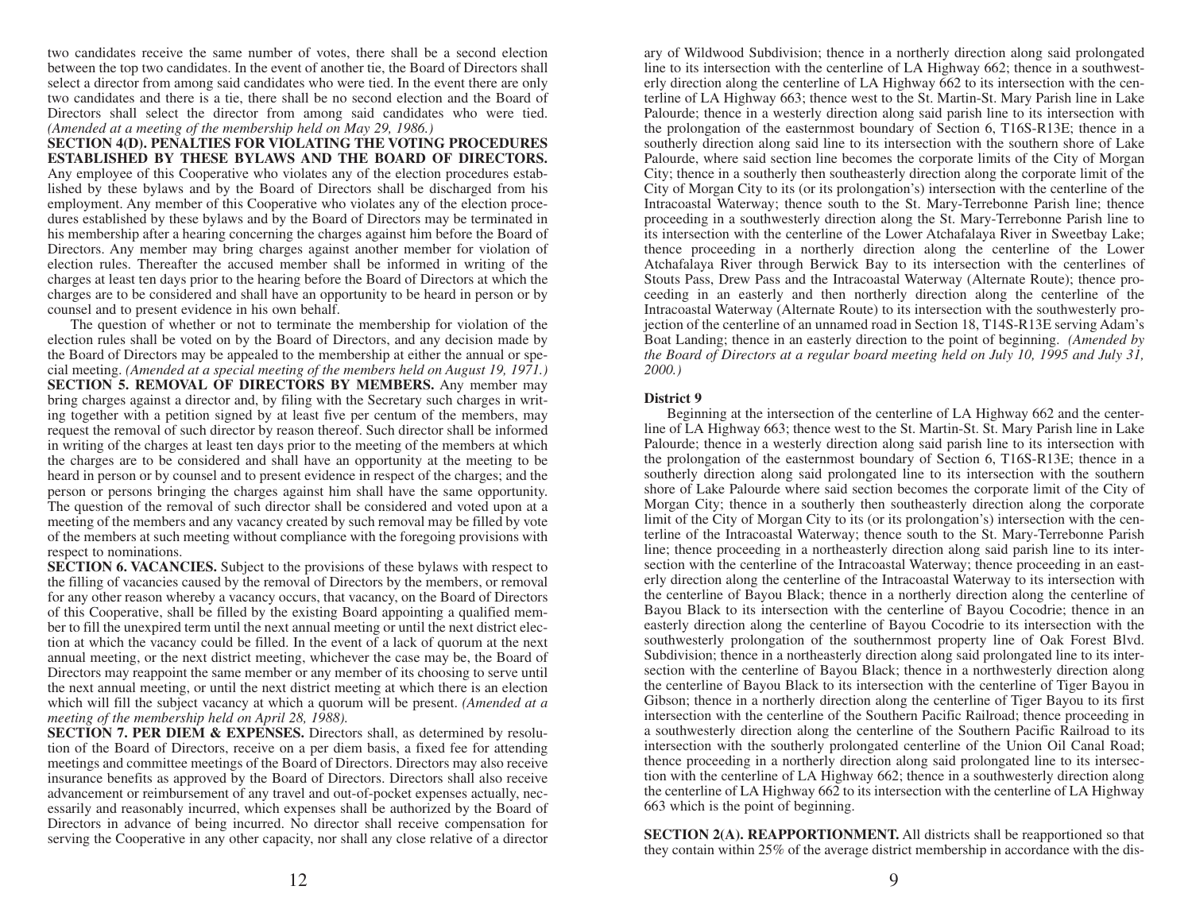two candidates receive the same number of votes, there shall be a second election between the top two candidates. In the event of another tie, the Board of Directors shall select a director from among said candidates who were tied. In the event there are only two candidates and there is a tie, there shall be no second election and the Board of Directors shall select the director from among said candidates who were tied. *(Amended at a meeting of the membership held on May 29, 1986.)*

**SECTION 4(D). PENALTIES FOR VIOLATING THE VOTING PROCEDURES ESTABLISHED BY THESE BYLAWS AND THE BOARD OF DIRECTORS.** Any employee of this Cooperative who violates any of the election procedures established by these bylaws and by the Board of Directors shall be discharged from his employment. Any member of this Cooperative who violates any of the election procedures established by these bylaws and by the Board of Directors may be terminated in his membership after a hearing concerning the charges against him before the Board of Directors. Any member may bring charges against another member for violation of election rules. Thereafter the accused member shall be informed in writing of the charges at least ten days prior to the hearing before the Board of Directors at which the charges are to be considered and shall have an opportunity to be heard in person or by counsel and to present evidence in his own behalf.

The question of whether or not to terminate the membership for violation of the election rules shall be voted on by the Board of Directors, and any decision made by the Board of Directors may be appealed to the membership at either the annual or special meeting. *(Amended at a special meeting of the members held on August 19, 1971.)*

**SECTION 5. REMOVAL OF DIRECTORS BY MEMBERS.** Any member may bring charges against a director and, by filing with the Secretary such charges in writing together with a petition signed by at least five per centum of the members, may request the removal of such director by reason thereof. Such director shall be informed in writing of the charges at least ten days prior to the meeting of the members at which the charges are to be considered and shall have an opportunity at the meeting to be heard in person or by counsel and to present evidence in respect of the charges; and the person or persons bringing the charges against him shall have the same opportunity. The question of the removal of such director shall be considered and voted upon at a meeting of the members and any vacancy created by such removal may be filled by vote of the members at such meeting without compliance with the foregoing provisions with respect to nominations.

**SECTION 6. VACANCIES.** Subject to the provisions of these bylaws with respect to the filling of vacancies caused by the removal of Directors by the members, or removal for any other reason whereby a vacancy occurs, that vacancy, on the Board of Directors of this Cooperative, shall be filled by the existing Board appointing a qualified member to fill the unexpired term until the next annual meeting or until the next district election at which the vacancy could be filled. In the event of a lack of quorum at the next annual meeting, or the next district meeting, whichever the case may be, the Board of Directors may reappoint the same member or any member of its choosing to serve until the next annual meeting, or until the next district meeting at which there is an election which will fill the subject vacancy at which a quorum will be present. *(Amended at a meeting of the membership held on April 28, 1988).*

**SECTION 7. PER DIEM & EXPENSES.** Directors shall, as determined by resolution of the Board of Directors, receive on a per diem basis, a fixed fee for attending meetings and committee meetings of the Board of Directors. Directors may also receive insurance benefits as approved by the Board of Directors. Directors shall also receive advancement or reimbursement of any travel and out-of-pocket expenses actually, necessarily and reasonably incurred, which expenses shall be authorized by the Board of Directors in advance of being incurred. No director shall receive compensation for serving the Cooperative in any other capacity, nor shall any close relative of a director

ary of Wildwood Subdivision; thence in a northerly direction along said prolongated line to its intersection with the centerline of LA Highway 662; thence in a southwesterly direction along the centerline of LA Highway 662 to its intersection with the centerline of LA Highway 663; thence west to the St. Martin-St. Mary Parish line in Lake Palourde; thence in a westerly direction along said parish line to its intersection with the prolongation of the easternmost boundary of Section 6, T16S-R13E; thence in a southerly direction along said line to its intersection with the southern shore of Lake Palourde, where said section line becomes the corporate limits of the City of Morgan City; thence in a southerly then southeasterly direction along the corporate limit of the City of Morgan City to its (or its prolongation's) intersection with the centerline of the Intracoastal Waterway; thence south to the St. Mary-Terrebonne Parish line; thence proceeding in a southwesterly direction along the St. Mary-Terrebonne Parish line to its intersection with the centerline of the Lower Atchafalaya River in Sweetbay Lake; thence proceeding in a northerly direction along the centerline of the Lower Atchafalaya River through Berwick Bay to its intersection with the centerlines of Stouts Pass, Drew Pass and the Intracoastal Waterway (Alternate Route); thence proceeding in an easterly and then northerly direction along the centerline of the Intracoastal Waterway (Alternate Route) to its intersection with the southwesterly projection of the centerline of an unnamed road in Section 18, T14S-R13E serving Adam's Boat Landing; thence in an easterly direction to the point of beginning. *(Amended by the Board of Directors at a regular board meeting held on July 10, 1995 and July 31, 2000.)*

**District 9**

Beginning at the intersection of the centerline of LA Highway 662 and the centerline of LA Highway 663; thence west to the St. Martin-St. St. Mary Parish line in Lake Palourde; thence in a westerly direction along said parish line to its intersection with the prolongation of the easternmost boundary of Section 6, T16S-R13E; thence in a southerly direction along said prolongated line to its intersection with the southern shore of Lake Palourde where said section becomes the corporate limit of the City of Morgan City; thence in a southerly then southeasterly direction along the corporate limit of the City of Morgan City to its (or its prolongation's) intersection with the centerline of the Intracoastal Waterway; thence south to the St. Mary-Terrebonne Parish line; thence proceeding in a northeasterly direction along said parish line to its intersection with the centerline of the Intracoastal Waterway; thence proceeding in an easterly direction along the centerline of the Intracoastal Waterway to its intersection with the centerline of Bayou Black; thence in a northerly direction along the centerline of Bayou Black to its intersection with the centerline of Bayou Cocodrie; thence in an easterly direction along the centerline of Bayou Cocodrie to its intersection with the southwesterly prolongation of the southernmost property line of Oak Forest Blvd. Subdivision; thence in a northeasterly direction along said prolongated line to its intersection with the centerline of Bayou Black; thence in a northwesterly direction along the centerline of Bayou Black to its intersection with the centerline of Tiger Bayou in Gibson; thence in a northerly direction along the centerline of Tiger Bayou to its first intersection with the centerline of the Southern Pacific Railroad; thence proceeding in a southwesterly direction along the centerline of the Southern Pacific Railroad to its intersection with the southerly prolongated centerline of the Union Oil Canal Road; thence proceeding in a northerly direction along said prolongated line to its intersection with the centerline of LA Highway 662; thence in a southwesterly direction along the centerline of LA Highway 662 to its intersection with the centerline of LA Highway 663 which is the point of beginning.

**SECTION 2(A). REAPPORTIONMENT.** All districts shall be reapportioned so that they contain within 25% of the average district membership in accordance with the dis-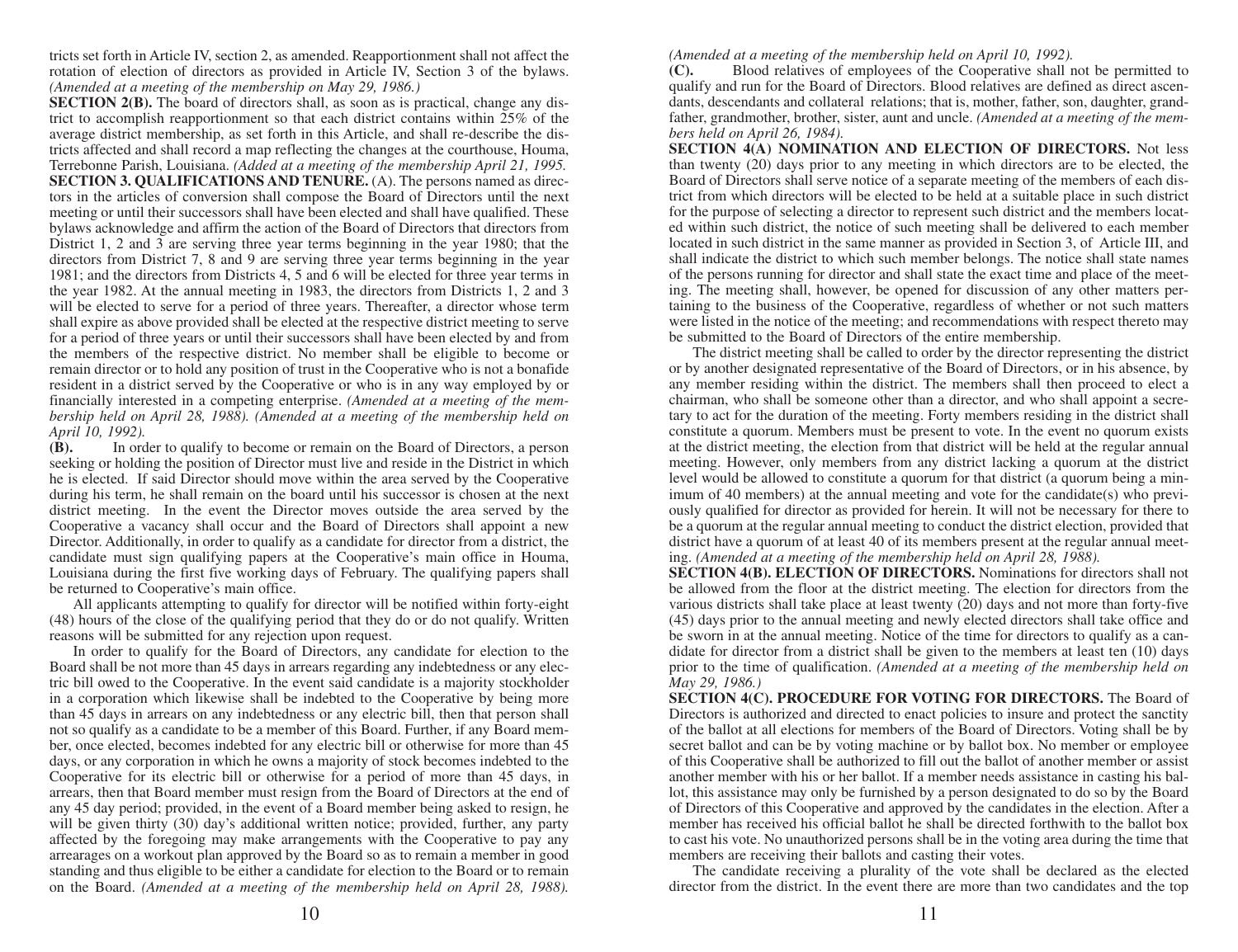tricts set forth in Article IV, section 2, as amended. Reapportionment shall not affect the rotation of election of directors as provided in Article IV, Section 3 of the bylaws. *(Amended at a meeting of the membership on May 29, 1986.)*

**SECTION 2(B).** The board of directors shall, as soon as is practical, change any district to accomplish reapportionment so that each district contains within 25% of the average district membership, as set forth in this Article, and shall re-describe the districts affected and shall record a map reflecting the changes at the courthouse, Houma, Terrebonne Parish, Louisiana. *(Added at a meeting of the membership April 21, 1995.*

**SECTION 3. QUALIFICATIONS AND TENURE.** (A). The persons named as directors in the articles of conversion shall compose the Board of Directors until the next meeting or until their successors shall have been elected and shall have qualified. These bylaws acknowledge and affirm the action of the Board of Directors that directors from District 1, 2 and 3 are serving three year terms beginning in the year 1980; that the directors from District 7, 8 and 9 are serving three year terms beginning in the year 1981; and the directors from Districts 4, 5 and 6 will be elected for three year terms in the year 1982. At the annual meeting in 1983, the directors from Districts 1, 2 and 3 will be elected to serve for a period of three years. Thereafter, a director whose term shall expire as above provided shall be elected at the respective district meeting to serve for a period of three years or until their successors shall have been elected by and from the members of the respective district. No member shall be eligible to become or remain director or to hold any position of trust in the Cooperative who is not a bonafide resident in a district served by the Cooperative or who is in any way employed by or financially interested in a competing enterprise. *(Amended at a meeting of the membership held on April 28, 1988). (Amended at a meeting of the membership held on April 10, 1992).*

**(B).** In order to qualify to become or remain on the Board of Directors, a person seeking or holding the position of Director must live and reside in the District in which he is elected. If said Director should move within the area served by the Cooperative during his term, he shall remain on the board until his successor is chosen at the next district meeting. In the event the Director moves outside the area served by the Cooperative a vacancy shall occur and the Board of Directors shall appoint a new Director. Additionally, in order to qualify as a candidate for director from a district, the candidate must sign qualifying papers at the Cooperative's main office in Houma, Louisiana during the first five working days of February. The qualifying papers shall be returned to Cooperative's main office.

All applicants attempting to qualify for director will be notified within forty-eight (48) hours of the close of the qualifying period that they do or do not qualify. Written reasons will be submitted for any rejection upon request.

In order to qualify for the Board of Directors, any candidate for election to the Board shall be not more than 45 days in arrears regarding any indebtedness or any electric bill owed to the Cooperative. In the event said candidate is a majority stockholder in a corporation which likewise shall be indebted to the Cooperative by being more than 45 days in arrears on any indebtedness or any electric bill, then that person shall not so qualify as a candidate to be a member of this Board. Further, if any Board member, once elected, becomes indebted for any electric bill or otherwise for more than 45 days, or any corporation in which he owns a majority of stock becomes indebted to the Cooperative for its electric bill or otherwise for a period of more than 45 days, in arrears, then that Board member must resign from the Board of Directors at the end of any 45 day period; provided, in the event of a Board member being asked to resign, he will be given thirty (30) day's additional written notice; provided, further, any party affected by the foregoing may make arrangements with the Cooperative to pay any arrearages on a workout plan approved by the Board so as to remain a member in good standing and thus eligible to be either a candidate for election to the Board or to remain on the Board. *(Amended at a meeting of the membership held on April 28, 1988). (Amended at a meeting of the membership held on April 10, 1992).*

**(C).** Blood relatives of employees of the Cooperative shall not be permitted to qualify and run for the Board of Directors. Blood relatives are defined as direct ascendants, descendants and collateral relations; that is, mother, father, son, daughter, grandfather, grandmother, brother, sister, aunt and uncle. *(Amended at a meeting of the members held on April 26, 1984).*

**SECTION 4(A) NOMINATION AND ELECTION OF DIRECTORS.** Not less than twenty (20) days prior to any meeting in which directors are to be elected, the Board of Directors shall serve notice of a separate meeting of the members of each district from which directors will be elected to be held at a suitable place in such district for the purpose of selecting a director to represent such district and the members located within such district, the notice of such meeting shall be delivered to each member located in such district in the same manner as provided in Section 3, of Article III, and shall indicate the district to which such member belongs. The notice shall state names of the persons running for director and shall state the exact time and place of the meeting. The meeting shall, however, be opened for discussion of any other matters pertaining to the business of the Cooperative, regardless of whether or not such matters were listed in the notice of the meeting; and recommendations with respect thereto may be submitted to the Board of Directors of the entire membership.

The district meeting shall be called to order by the director representing the district or by another designated representative of the Board of Directors, or in his absence, by any member residing within the district. The members shall then proceed to elect a chairman, who shall be someone other than a director, and who shall appoint a secretary to act for the duration of the meeting. Forty members residing in the district shall constitute a quorum. Members must be present to vote. In the event no quorum exists at the district meeting, the election from that district will be held at the regular annual meeting. However, only members from any district lacking a quorum at the district level would be allowed to constitute a quorum for that district (a quorum being a minimum of 40 members) at the annual meeting and vote for the candidate(s) who previously qualified for director as provided for herein. It will not be necessary for there to be a quorum at the regular annual meeting to conduct the district election, provided that district have a quorum of at least 40 of its members present at the regular annual meeting. *(Amended at a meeting of the membership held on April 28, 1988).*

**SECTION 4(B). ELECTION OF DIRECTORS.** Nominations for directors shall not be allowed from the floor at the district meeting. The election for directors from the various districts shall take place at least twenty (20) days and not more than forty-five (45) days prior to the annual meeting and newly elected directors shall take office and be sworn in at the annual meeting. Notice of the time for directors to qualify as a candidate for director from a district shall be given to the members at least ten (10) days prior to the time of qualification. *(Amended at a meeting of the membership held on May 29, 1986.)*

**SECTION 4(C). PROCEDURE FOR VOTING FOR DIRECTORS.** The Board of Directors is authorized and directed to enact policies to insure and protect the sanctity of the ballot at all elections for members of the Board of Directors. Voting shall be by secret ballot and can be by voting machine or by ballot box. No member or employee of this Cooperative shall be authorized to fill out the ballot of another member or assist another member with his or her ballot. If a member needs assistance in casting his ballot, this assistance may only be furnished by a person designated to do so by the Board of Directors of this Cooperative and approved by the candidates in the election. After a member has received his official ballot he shall be directed forthwith to the ballot box to cast his vote. No unauthorized persons shall be in the voting area during the time that members are receiving their ballots and casting their votes.

The candidate receiving a plurality of the vote shall be declared as the elected director from the district. In the event there are more than two candidates and the top